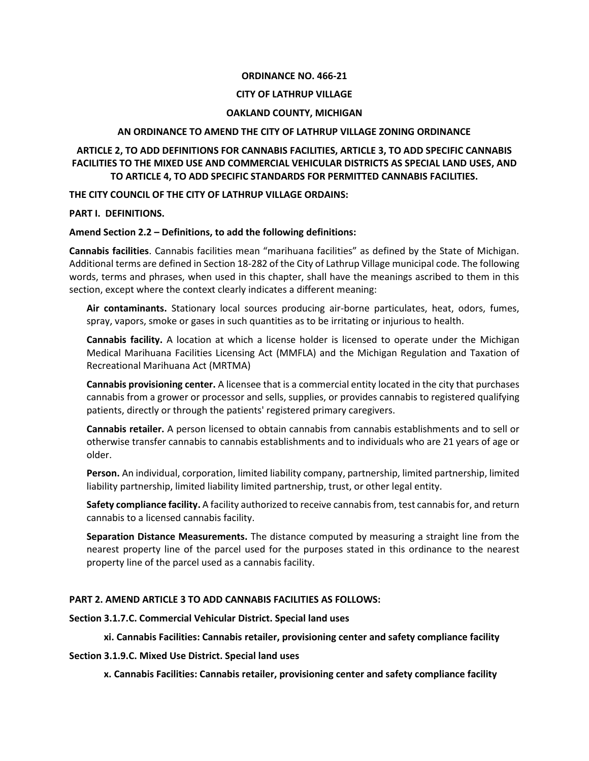**ORDINANCE NO. 466-21**

**CITY OF LATHRUP VILLAGE**

**OAKLAND COUNTY, MICHIGAN**

**AN ORDINANCE TO AMEND THE CITY OF LATHRUP VILLAGE ZONING ORDINANCE**

**ARTICLE 2, TO ADD DEFINITIONS FOR CANNABIS FACILITIES, ARTICLE 3, TO ADD SPECIFIC CANNABIS FACILITIES TO THE MIXED USE AND COMMERCIAL VEHICULAR DISTRICTS AS SPECIAL LAND USES, AND TO ARTICLE 4, TO ADD SPECIFIC STANDARDS FOR PERMITTED CANNABIS FACILITIES.**

**THE CITY COUNCIL OF THE CITY OF LATHRUP VILLAGE ORDAINS:**

**PART I. DEFINITIONS.**

**Amend Section 2.2 – Definitions, to add the following definitions:**

**Cannabis facilities**. Cannabis facilities mean "marihuana facilities" as defined by the State of Michigan. Additional terms are defined in Section 18-282 of the City of Lathrup Village municipal code. The following words, terms and phrases, when used in this chapter, shall have the meanings ascribed to them in this section, except where the context clearly indicates a different meaning:

> **Air contaminants.** Stationary local sources producing air-borne particulates, heat, odors, fumes, spray, vapors, smoke or gases in such quantities as to be irritating or injurious to health.
>
> **Cannabis facility.** A location at which a license holder is licensed to operate under the Michigan Medical Marihuana Facilities Licensing Act (MMFLA) and the Michigan Regulation and Taxation of Recreational Marihuana Act (MRTMA)
>
> **Cannabis provisioning center.** A licensee that is a commercial entity located in the city that purchases cannabis from a grower or processor and sells, supplies, or provides cannabis to registered qualifying patients, directly or through the patients' registered primary caregivers.
>
> **Cannabis retailer.** A person licensed to obtain cannabis from cannabis establishments and to sell or otherwise transfer cannabis to cannabis establishments and to individuals who are 21 years of age or older.
>
> **Person.** An individual, corporation, limited liability company, partnership, limited partnership, limited liability partnership, limited liability limited partnership, trust, or other legal entity.
>
> **Safety compliance facility.** A facility authorized to receive cannabis from, test cannabis for, and return cannabis to a licensed cannabis facility.
>
> **Separation Distance Measurements.** The distance computed by measuring a straight line from the nearest property line of the parcel used for the purposes stated in this ordinance to the nearest property line of the parcel used as a cannabis facility.

**PART 2. AMEND ARTICLE 3 TO ADD CANNABIS FACILITIES AS FOLLOWS:**

**Section 3.1.7.C. Commercial Vehicular District. Special land uses**

> **xi. Cannabis Facilities: Cannabis retailer, provisioning center and safety compliance facility**

**Section 3.1.9.C. Mixed Use District. Special land uses**

> **x. Cannabis Facilities: Cannabis retailer, provisioning center and safety compliance facility**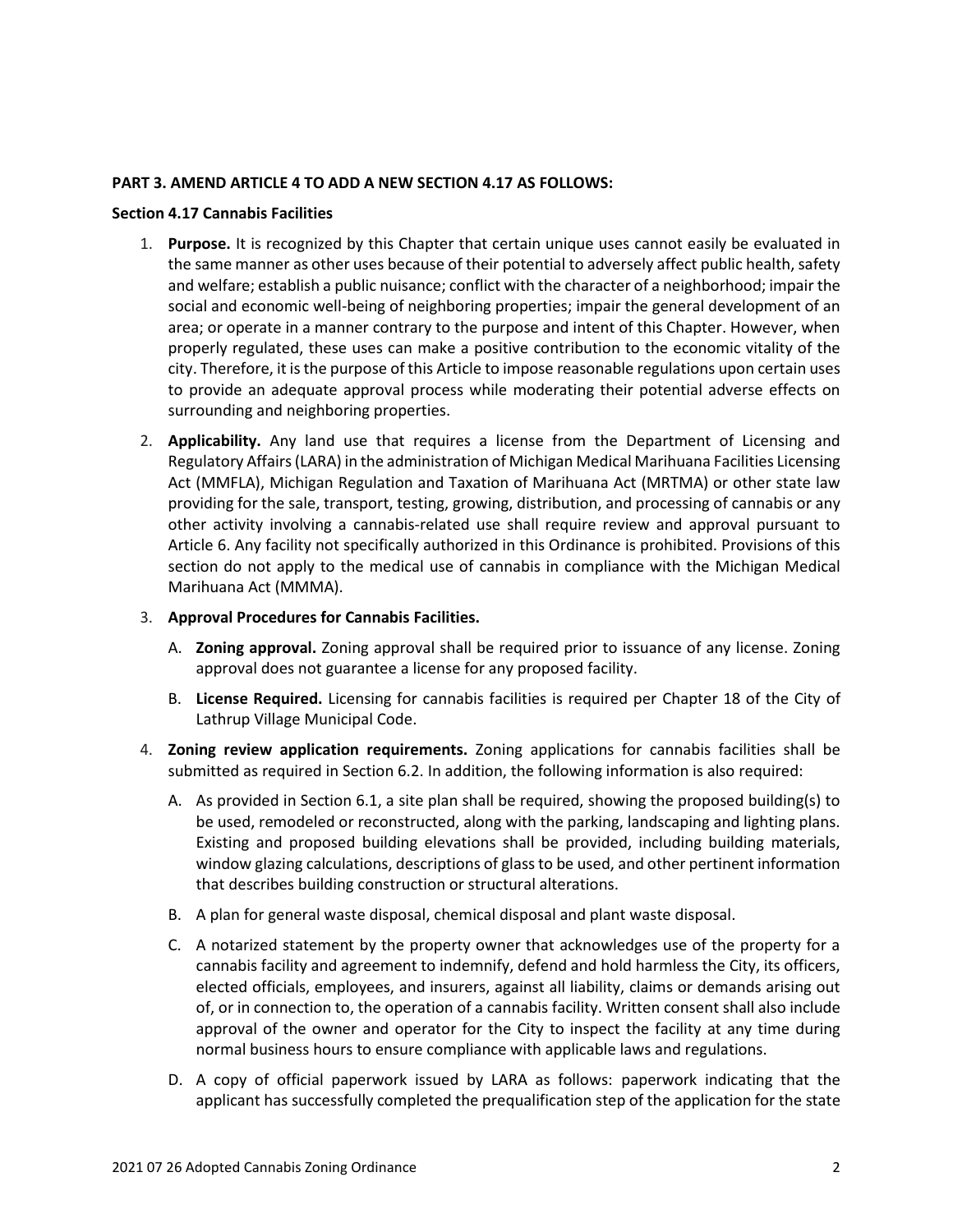**PART 3. AMEND ARTICLE 4 TO ADD A NEW SECTION 4.17 AS FOLLOWS:**

**Section 4.17 Cannabis Facilities**

1. **Purpose.** It is recognized by this Chapter that certain unique uses cannot easily be evaluated in the same manner as other uses because of their potential to adversely affect public health, safety and welfare; establish a public nuisance; conflict with the character of a neighborhood; impair the social and economic well-being of neighboring properties; impair the general development of an area; or operate in a manner contrary to the purpose and intent of this Chapter. However, when properly regulated, these uses can make a positive contribution to the economic vitality of the city. Therefore, it is the purpose of this Article to impose reasonable regulations upon certain uses to provide an adequate approval process while moderating their potential adverse effects on surrounding and neighboring properties.

2. **Applicability.** Any land use that requires a license from the Department of Licensing and Regulatory Affairs (LARA) in the administration of Michigan Medical Marihuana Facilities Licensing Act (MMFLA), Michigan Regulation and Taxation of Marihuana Act (MRTMA) or other state law providing for the sale, transport, testing, growing, distribution, and processing of cannabis or any other activity involving a cannabis-related use shall require review and approval pursuant to Article 6. Any facility not specifically authorized in this Ordinance is prohibited. Provisions of this section do not apply to the medical use of cannabis in compliance with the Michigan Medical Marihuana Act (MMMA).

3. **Approval Procedures for Cannabis Facilities.**

   A. **Zoning approval.** Zoning approval shall be required prior to issuance of any license. Zoning approval does not guarantee a license for any proposed facility.

   B. **License Required.** Licensing for cannabis facilities is required per Chapter 18 of the City of Lathrup Village Municipal Code.

4. **Zoning review application requirements.** Zoning applications for cannabis facilities shall be submitted as required in Section 6.2. In addition, the following information is also required:

   A. As provided in Section 6.1, a site plan shall be required, showing the proposed building(s) to be used, remodeled or reconstructed, along with the parking, landscaping and lighting plans. Existing and proposed building elevations shall be provided, including building materials, window glazing calculations, descriptions of glass to be used, and other pertinent information that describes building construction or structural alterations.

   B. A plan for general waste disposal, chemical disposal and plant waste disposal.

   C. A notarized statement by the property owner that acknowledges use of the property for a cannabis facility and agreement to indemnify, defend and hold harmless the City, its officers, elected officials, employees, and insurers, against all liability, claims or demands arising out of, or in connection to, the operation of a cannabis facility. Written consent shall also include approval of the owner and operator for the City to inspect the facility at any time during normal business hours to ensure compliance with applicable laws and regulations.

   D. A copy of official paperwork issued by LARA as follows: paperwork indicating that the applicant has successfully completed the prequalification step of the application for the state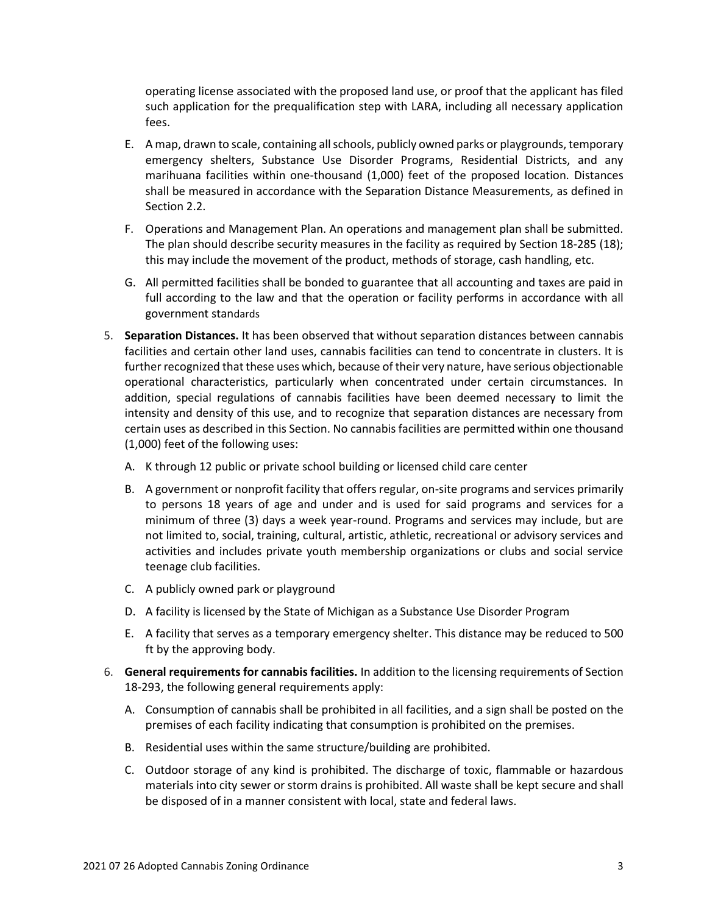operating license associated with the proposed land use, or proof that the applicant has filed such application for the prequalification step with LARA, including all necessary application fees.

E. A map, drawn to scale, containing all schools, publicly owned parks or playgrounds, temporary emergency shelters, Substance Use Disorder Programs, Residential Districts, and any marihuana facilities within one-thousand (1,000) feet of the proposed location. Distances shall be measured in accordance with the Separation Distance Measurements, as defined in Section 2.2.

F. Operations and Management Plan. An operations and management plan shall be submitted. The plan should describe security measures in the facility as required by Section 18-285 (18); this may include the movement of the product, methods of storage, cash handling, etc.

G. All permitted facilities shall be bonded to guarantee that all accounting and taxes are paid in full according to the law and that the operation or facility performs in accordance with all government standards

5. **Separation Distances.** It has been observed that without separation distances between cannabis facilities and certain other land uses, cannabis facilities can tend to concentrate in clusters. It is further recognized that these uses which, because of their very nature, have serious objectionable operational characteristics, particularly when concentrated under certain circumstances. In addition, special regulations of cannabis facilities have been deemed necessary to limit the intensity and density of this use, and to recognize that separation distances are necessary from certain uses as described in this Section. No cannabis facilities are permitted within one thousand (1,000) feet of the following uses:

   A. K through 12 public or private school building or licensed child care center

   B. A government or nonprofit facility that offers regular, on-site programs and services primarily to persons 18 years of age and under and is used for said programs and services for a minimum of three (3) days a week year-round. Programs and services may include, but are not limited to, social, training, cultural, artistic, athletic, recreational or advisory services and activities and includes private youth membership organizations or clubs and social service teenage club facilities.

   C. A publicly owned park or playground

   D. A facility is licensed by the State of Michigan as a Substance Use Disorder Program

   E. A facility that serves as a temporary emergency shelter. This distance may be reduced to 500 ft by the approving body.

6. **General requirements for cannabis facilities.** In addition to the licensing requirements of Section 18-293, the following general requirements apply:

   A. Consumption of cannabis shall be prohibited in all facilities, and a sign shall be posted on the premises of each facility indicating that consumption is prohibited on the premises.

   B. Residential uses within the same structure/building are prohibited.

   C. Outdoor storage of any kind is prohibited. The discharge of toxic, flammable or hazardous materials into city sewer or storm drains is prohibited. All waste shall be kept secure and shall be disposed of in a manner consistent with local, state and federal laws.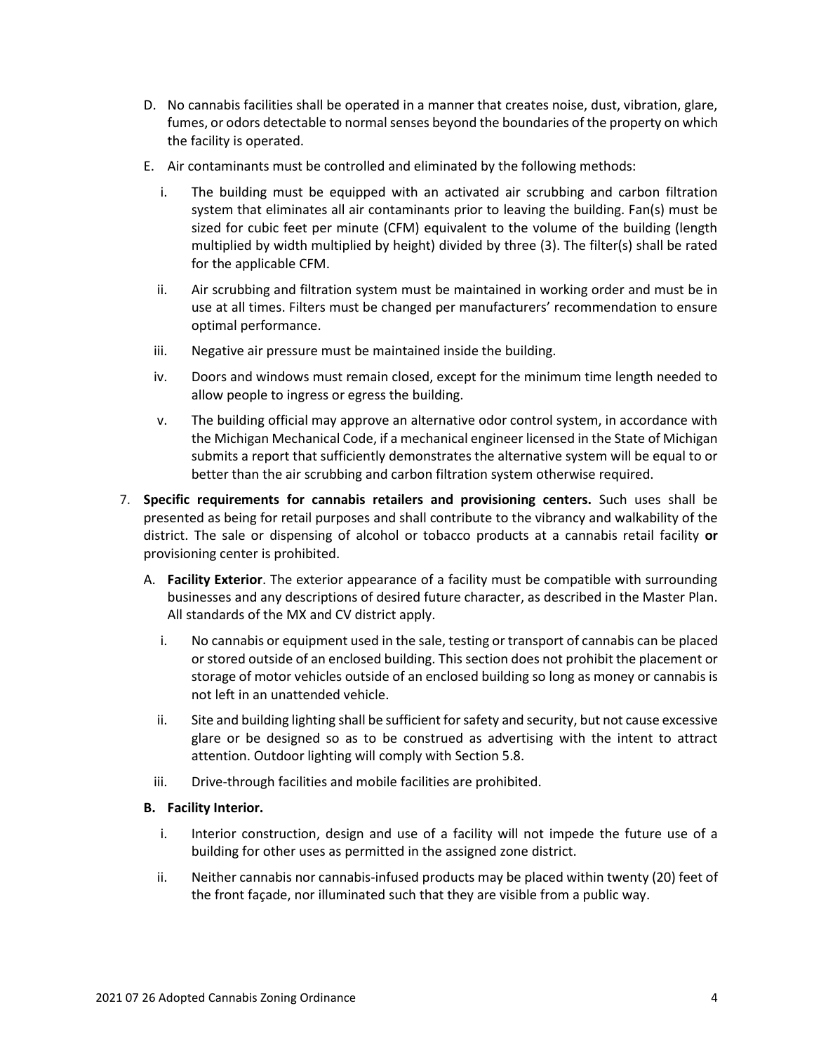D. No cannabis facilities shall be operated in a manner that creates noise, dust, vibration, glare, fumes, or odors detectable to normal senses beyond the boundaries of the property on which the facility is operated.

E. Air contaminants must be controlled and eliminated by the following methods:

   i. The building must be equipped with an activated air scrubbing and carbon filtration system that eliminates all air contaminants prior to leaving the building. Fan(s) must be sized for cubic feet per minute (CFM) equivalent to the volume of the building (length multiplied by width multiplied by height) divided by three (3). The filter(s) shall be rated for the applicable CFM.

   ii. Air scrubbing and filtration system must be maintained in working order and must be in use at all times. Filters must be changed per manufacturers' recommendation to ensure optimal performance.

   iii. Negative air pressure must be maintained inside the building.

   iv. Doors and windows must remain closed, except for the minimum time length needed to allow people to ingress or egress the building.

   v. The building official may approve an alternative odor control system, in accordance with the Michigan Mechanical Code, if a mechanical engineer licensed in the State of Michigan submits a report that sufficiently demonstrates the alternative system will be equal to or better than the air scrubbing and carbon filtration system otherwise required.

7. **Specific requirements for cannabis retailers and provisioning centers.** Such uses shall be presented as being for retail purposes and shall contribute to the vibrancy and walkability of the district. The sale or dispensing of alcohol or tobacco products at a cannabis retail facility **or** provisioning center is prohibited.

   A. **Facility Exterior**. The exterior appearance of a facility must be compatible with surrounding businesses and any descriptions of desired future character, as described in the Master Plan. All standards of the MX and CV district apply.

      i. No cannabis or equipment used in the sale, testing or transport of cannabis can be placed or stored outside of an enclosed building. This section does not prohibit the placement or storage of motor vehicles outside of an enclosed building so long as money or cannabis is not left in an unattended vehicle.

      ii. Site and building lighting shall be sufficient for safety and security, but not cause excessive glare or be designed so as to be construed as advertising with the intent to attract attention. Outdoor lighting will comply with Section 5.8.

      iii. Drive-through facilities and mobile facilities are prohibited.

   **B. Facility Interior.**

      i. Interior construction, design and use of a facility will not impede the future use of a building for other uses as permitted in the assigned zone district.

      ii. Neither cannabis nor cannabis-infused products may be placed within twenty (20) feet of the front façade, nor illuminated such that they are visible from a public way.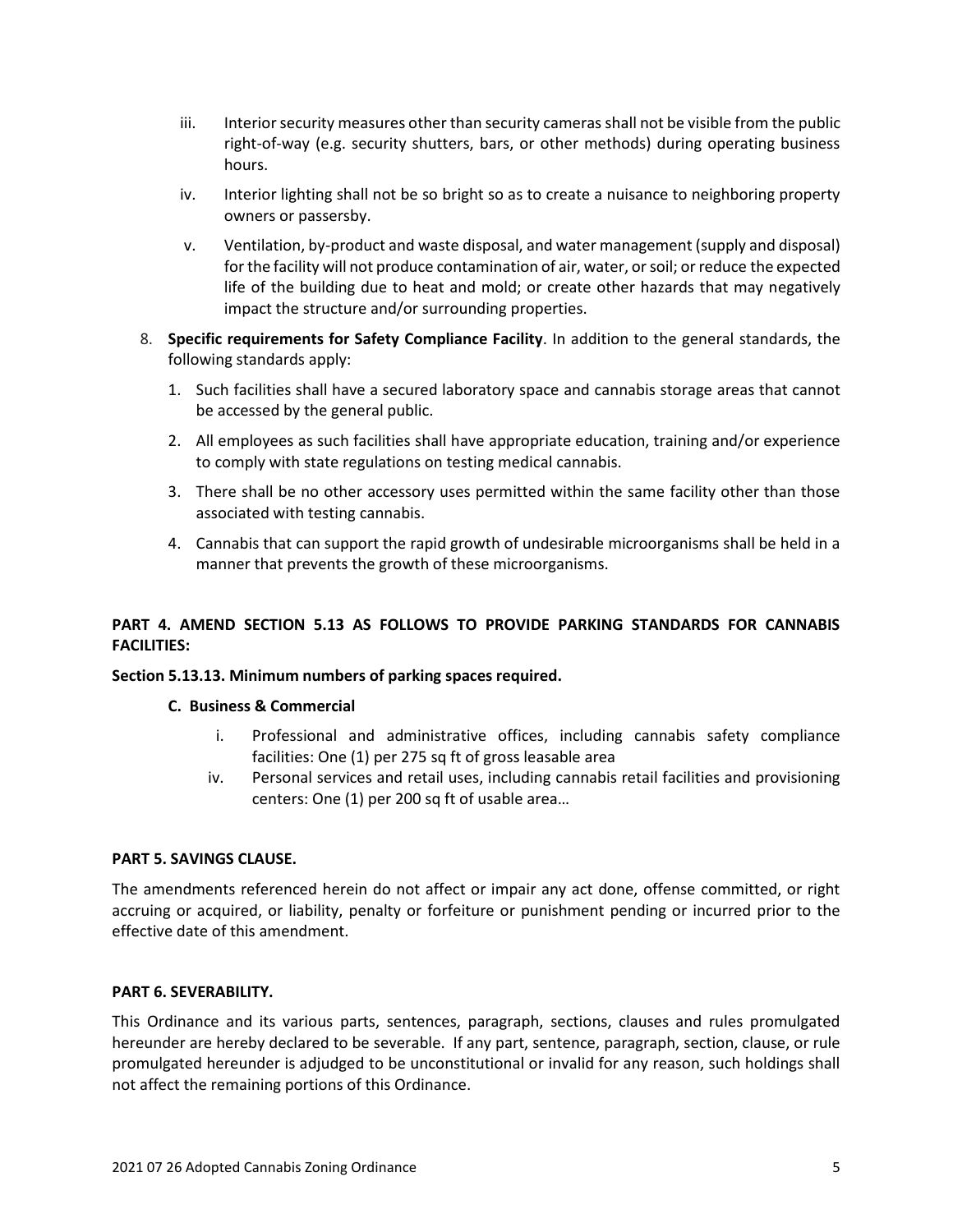iii. Interior security measures other than security cameras shall not be visible from the public right-of-way (e.g. security shutters, bars, or other methods) during operating business hours.

iv. Interior lighting shall not be so bright so as to create a nuisance to neighboring property owners or passersby.

v. Ventilation, by-product and waste disposal, and water management (supply and disposal) for the facility will not produce contamination of air, water, or soil; or reduce the expected life of the building due to heat and mold; or create other hazards that may negatively impact the structure and/or surrounding properties.

8. **Specific requirements for Safety Compliance Facility**. In addition to the general standards, the following standards apply:

   1. Such facilities shall have a secured laboratory space and cannabis storage areas that cannot be accessed by the general public.
   2. All employees as such facilities shall have appropriate education, training and/or experience to comply with state regulations on testing medical cannabis.
   3. There shall be no other accessory uses permitted within the same facility other than those associated with testing cannabis.
   4. Cannabis that can support the rapid growth of undesirable microorganisms shall be held in a manner that prevents the growth of these microorganisms.

**PART 4. AMEND SECTION 5.13 AS FOLLOWS TO PROVIDE PARKING STANDARDS FOR CANNABIS FACILITIES:**

**Section 5.13.13. Minimum numbers of parking spaces required.**

**C. Business & Commercial**

i. Professional and administrative offices, including cannabis safety compliance facilities: One (1) per 275 sq ft of gross leasable area

iv. Personal services and retail uses, including cannabis retail facilities and provisioning centers: One (1) per 200 sq ft of usable area…

**PART 5. SAVINGS CLAUSE.**

The amendments referenced herein do not affect or impair any act done, offense committed, or right accruing or acquired, or liability, penalty or forfeiture or punishment pending or incurred prior to the effective date of this amendment.

**PART 6. SEVERABILITY.**

This Ordinance and its various parts, sentences, paragraph, sections, clauses and rules promulgated hereunder are hereby declared to be severable. If any part, sentence, paragraph, section, clause, or rule promulgated hereunder is adjudged to be unconstitutional or invalid for any reason, such holdings shall not affect the remaining portions of this Ordinance.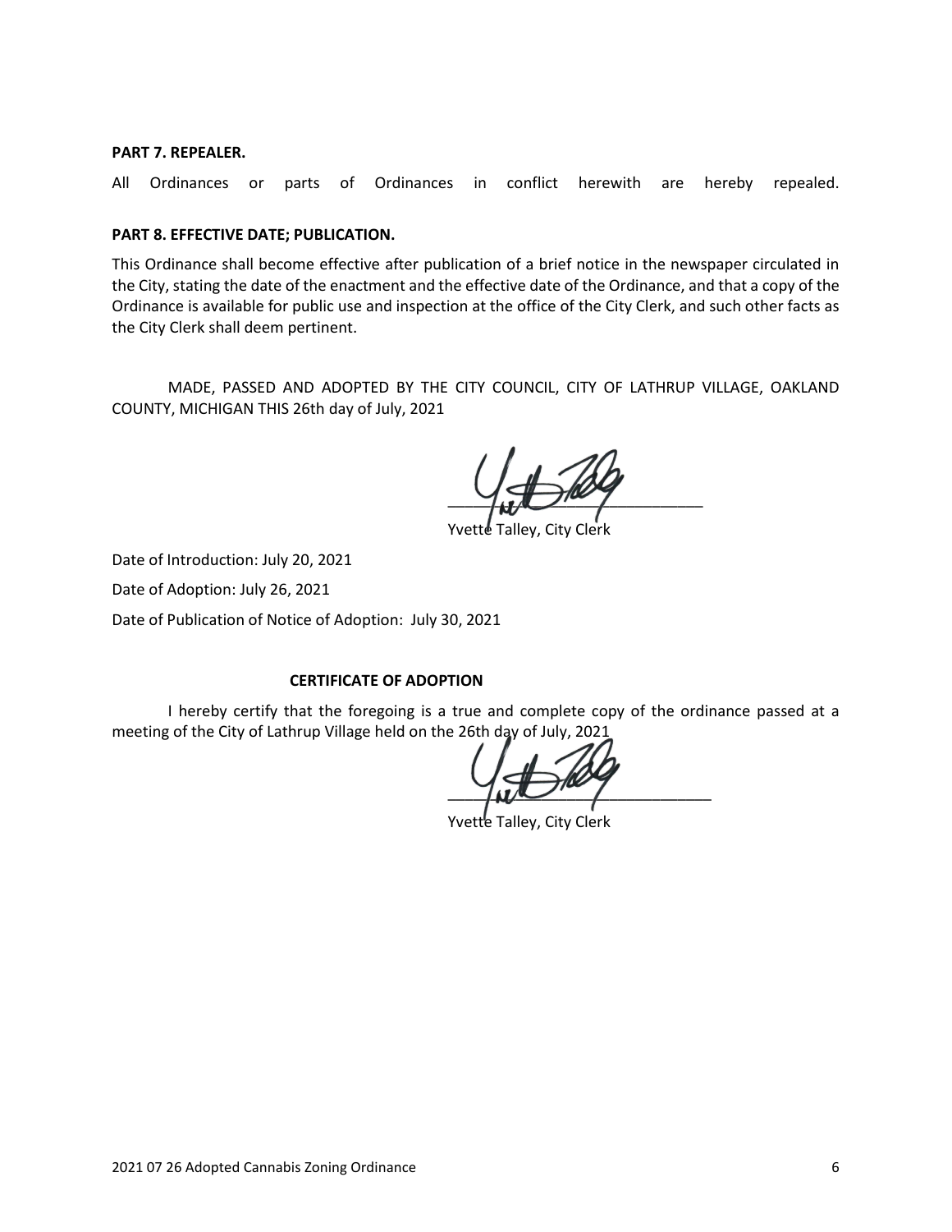**PART 7. REPEALER.**

All Ordinances or parts of Ordinances in conflict herewith are hereby repealed.

**PART 8. EFFECTIVE DATE; PUBLICATION.**

This Ordinance shall become effective after publication of a brief notice in the newspaper circulated in the City, stating the date of the enactment and the effective date of the Ordinance, and that a copy of the Ordinance is available for public use and inspection at the office of the City Clerk, and such other facts as the City Clerk shall deem pertinent.

MADE, PASSED AND ADOPTED BY THE CITY COUNCIL, CITY OF LATHRUP VILLAGE, OAKLAND COUNTY, MICHIGAN THIS 26th day of July, 2021

\_\_\_\_\_\_\_\_\_\_\_\_\_\_\_\_\_\_\_\_\_\_\_\_\_\_\_\_\_\_
Yvette Talley, City Clerk

Date of Introduction: July 20, 2021

Date of Adoption: July 26, 2021

Date of Publication of Notice of Adoption: July 30, 2021

**CERTIFICATE OF ADOPTION**

I hereby certify that the foregoing is a true and complete copy of the ordinance passed at a meeting of the City of Lathrup Village held on the 26th day of July, 2021

\_\_\_\_\_\_\_\_\_\_\_\_\_\_\_\_\_\_\_\_\_\_\_\_\_\_\_\_\_\_
Yvette Talley, City Clerk

2021 07 26 Adopted Cannabis Zoning Ordinance